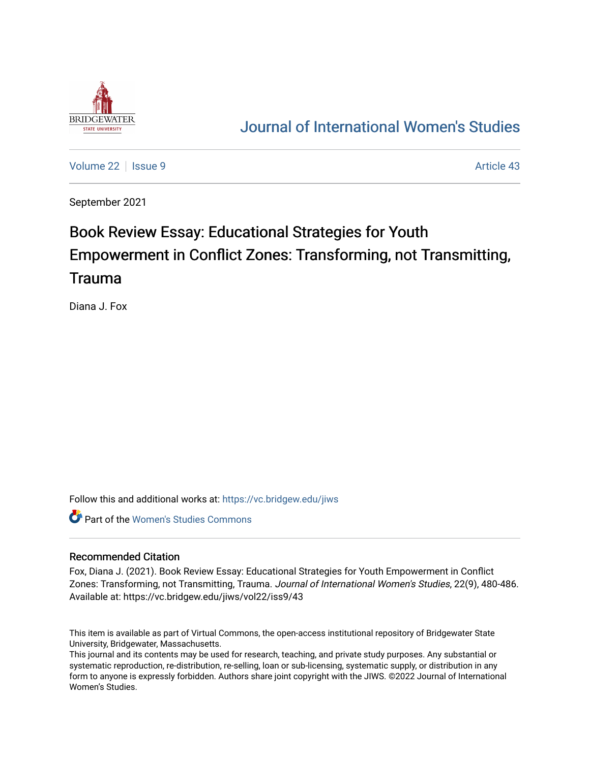Journal of International Women's Studies

Volume 22 | Issue 9 | Article 43

September 2021

# Book Review Essay: Educational Strategies for Youth Empowerment in Conflict Zones: Transforming, not Transmitting, Trauma

Diana J. Fox

Follow this and additional works at: https://vc.bridgew.edu/jiws

Part of the Women's Studies Commons

## Recommended Citation

Fox, Diana J. (2021). Book Review Essay: Educational Strategies for Youth Empowerment in Conflict Zones: Transforming, not Transmitting, Trauma. *Journal of International Women's Studies*, 22(9), 480-486.
Available at: https://vc.bridgew.edu/jiws/vol22/iss9/43

This item is available as part of Virtual Commons, the open-access institutional repository of Bridgewater State University, Bridgewater, Massachusetts.
This journal and its contents may be used for research, teaching, and private study purposes. Any substantial or systematic reproduction, re-distribution, re-selling, loan or sub-licensing, systematic supply, or distribution in any form to anyone is expressly forbidden. Authors share joint copyright with the JIWS. ©2022 Journal of International Women's Studies.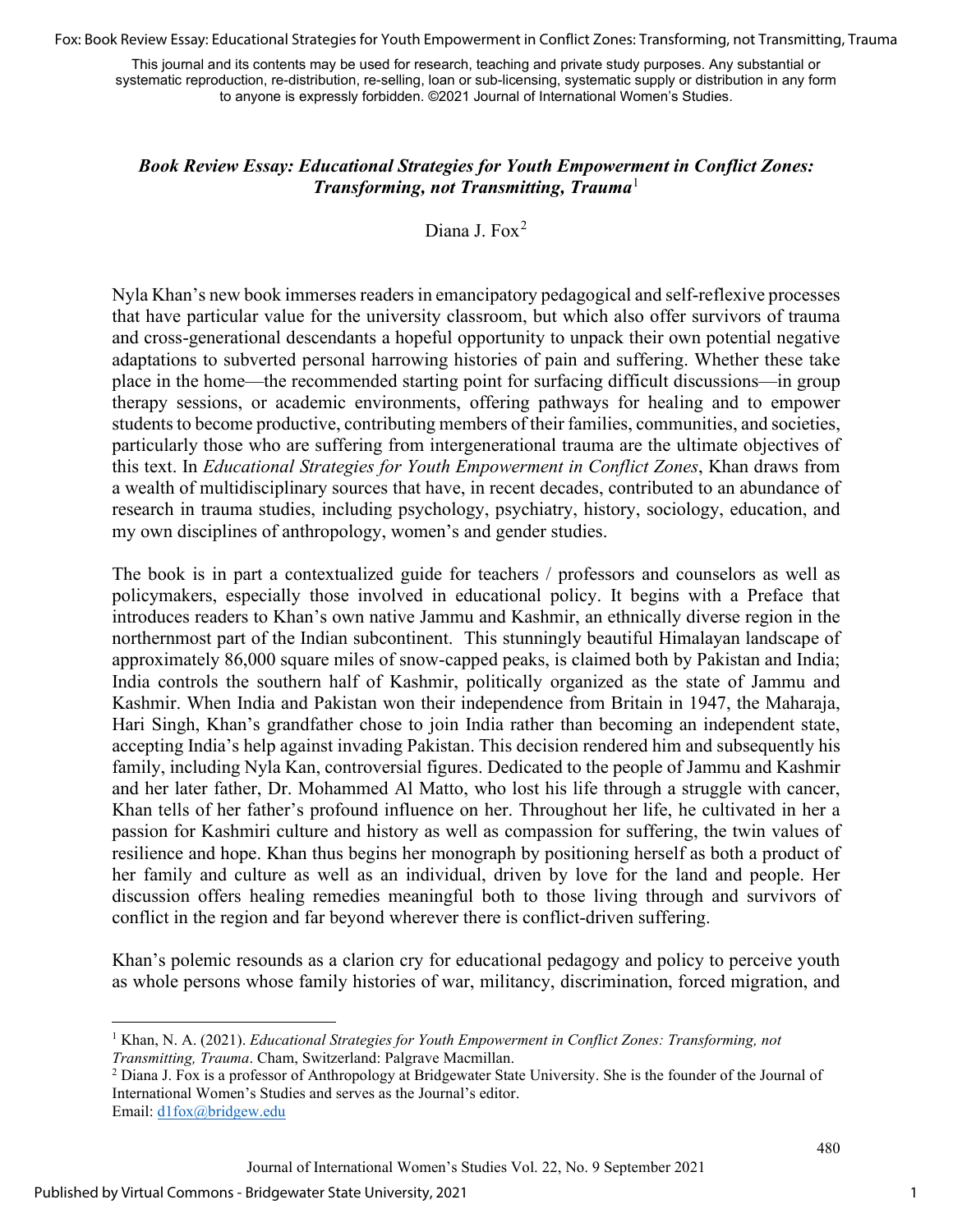This journal and its contents may be used for research, teaching and private study purposes. Any substantial or systematic reproduction, re-distribution, re-selling, loan or sub-licensing, systematic supply or distribution in any form to anyone is expressly forbidden. ©2021 Journal of International Women's Studies.

### *Book Review Essay: Educational Strategies for Youth Empowerment in Conflict Zones: Transforming, not Transmitting, Trauma*[1]

Diana J. Fox[2]

Nyla Khan's new book immerses readers in emancipatory pedagogical and self-reflexive processes that have particular value for the university classroom, but which also offer survivors of trauma and cross-generational descendants a hopeful opportunity to unpack their own potential negative adaptations to subverted personal harrowing histories of pain and suffering. Whether these take place in the home—the recommended starting point for surfacing difficult discussions—in group therapy sessions, or academic environments, offering pathways for healing and to empower students to become productive, contributing members of their families, communities, and societies, particularly those who are suffering from intergenerational trauma are the ultimate objectives of this text. In *Educational Strategies for Youth Empowerment in Conflict Zones*, Khan draws from a wealth of multidisciplinary sources that have, in recent decades, contributed to an abundance of research in trauma studies, including psychology, psychiatry, history, sociology, education, and my own disciplines of anthropology, women's and gender studies.

The book is in part a contextualized guide for teachers / professors and counselors as well as policymakers, especially those involved in educational policy. It begins with a Preface that introduces readers to Khan's own native Jammu and Kashmir, an ethnically diverse region in the northernmost part of the Indian subcontinent. This stunningly beautiful Himalayan landscape of approximately 86,000 square miles of snow-capped peaks, is claimed both by Pakistan and India; India controls the southern half of Kashmir, politically organized as the state of Jammu and Kashmir. When India and Pakistan won their independence from Britain in 1947, the Maharaja, Hari Singh, Khan's grandfather chose to join India rather than becoming an independent state, accepting India's help against invading Pakistan. This decision rendered him and subsequently his family, including Nyla Kan, controversial figures. Dedicated to the people of Jammu and Kashmir and her later father, Dr. Mohammed Al Matto, who lost his life through a struggle with cancer, Khan tells of her father's profound influence on her. Throughout her life, he cultivated in her a passion for Kashmiri culture and history as well as compassion for suffering, the twin values of resilience and hope. Khan thus begins her monograph by positioning herself as both a product of her family and culture as well as an individual, driven by love for the land and people. Her discussion offers healing remedies meaningful both to those living through and survivors of conflict in the region and far beyond wherever there is conflict-driven suffering.

Khan's polemic resounds as a clarion cry for educational pedagogy and policy to perceive youth as whole persons whose family histories of war, militancy, discrimination, forced migration, and

---

[1] Khan, N. A. (2021). *Educational Strategies for Youth Empowerment in Conflict Zones: Transforming, not Transmitting, Trauma*. Cham, Switzerland: Palgrave Macmillan.

[2] Diana J. Fox is a professor of Anthropology at Bridgewater State University. She is the founder of the Journal of International Women's Studies and serves as the Journal's editor.
Email: d1fox@bridgew.edu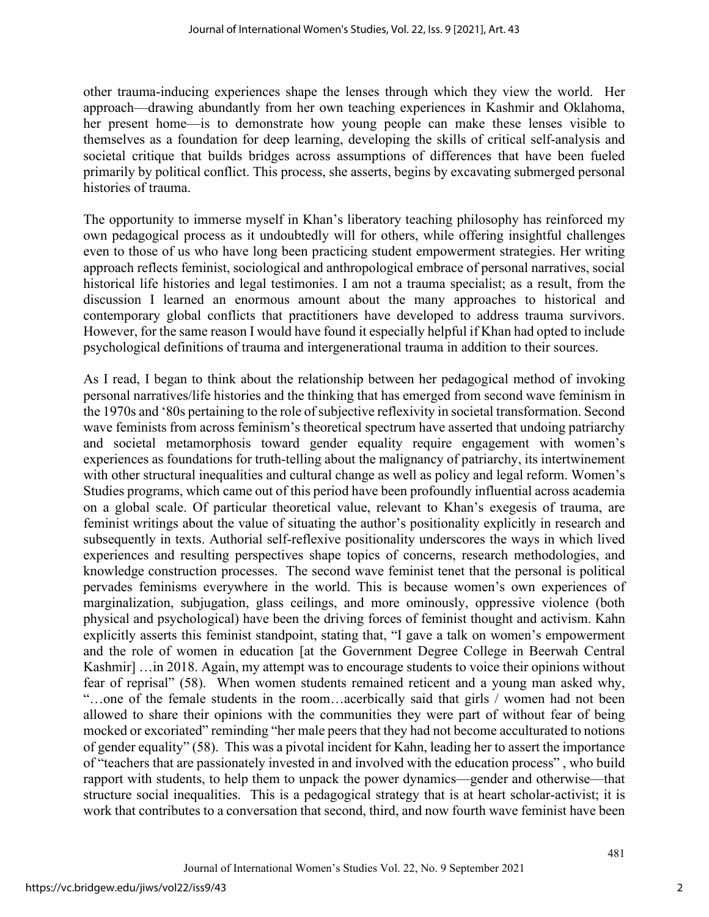other trauma-inducing experiences shape the lenses through which they view the world. Her approach—drawing abundantly from her own teaching experiences in Kashmir and Oklahoma, her present home—is to demonstrate how young people can make these lenses visible to themselves as a foundation for deep learning, developing the skills of critical self-analysis and societal critique that builds bridges across assumptions of differences that have been fueled primarily by political conflict. This process, she asserts, begins by excavating submerged personal histories of trauma.

The opportunity to immerse myself in Khan's liberatory teaching philosophy has reinforced my own pedagogical process as it undoubtedly will for others, while offering insightful challenges even to those of us who have long been practicing student empowerment strategies. Her writing approach reflects feminist, sociological and anthropological embrace of personal narratives, social historical life histories and legal testimonies. I am not a trauma specialist; as a result, from the discussion I learned an enormous amount about the many approaches to historical and contemporary global conflicts that practitioners have developed to address trauma survivors. However, for the same reason I would have found it especially helpful if Khan had opted to include psychological definitions of trauma and intergenerational trauma in addition to their sources.

As I read, I began to think about the relationship between her pedagogical method of invoking personal narratives/life histories and the thinking that has emerged from second wave feminism in the 1970s and '80s pertaining to the role of subjective reflexivity in societal transformation. Second wave feminists from across feminism's theoretical spectrum have asserted that undoing patriarchy and societal metamorphosis toward gender equality require engagement with women's experiences as foundations for truth-telling about the malignancy of patriarchy, its intertwinement with other structural inequalities and cultural change as well as policy and legal reform. Women's Studies programs, which came out of this period have been profoundly influential across academia on a global scale. Of particular theoretical value, relevant to Khan's exegesis of trauma, are feminist writings about the value of situating the author's positionality explicitly in research and subsequently in texts. Authorial self-reflexive positionality underscores the ways in which lived experiences and resulting perspectives shape topics of concerns, research methodologies, and knowledge construction processes. The second wave feminist tenet that the personal is political pervades feminisms everywhere in the world. This is because women's own experiences of marginalization, subjugation, glass ceilings, and more ominously, oppressive violence (both physical and psychological) have been the driving forces of feminist thought and activism. Kahn explicitly asserts this feminist standpoint, stating that, "I gave a talk on women's empowerment and the role of women in education [at the Government Degree College in Beerwah Central Kashmir] …in 2018. Again, my attempt was to encourage students to voice their opinions without fear of reprisal" (58). When women students remained reticent and a young man asked why, "…one of the female students in the room…acerbically said that girls / women had not been allowed to share their opinions with the communities they were part of without fear of being mocked or excoriated" reminding "her male peers that they had not become acculturated to notions of gender equality" (58). This was a pivotal incident for Kahn, leading her to assert the importance of "teachers that are passionately invested in and involved with the education process" , who build rapport with students, to help them to unpack the power dynamics—gender and otherwise—that structure social inequalities. This is a pedagogical strategy that is at heart scholar-activist; it is work that contributes to a conversation that second, third, and now fourth wave feminist have been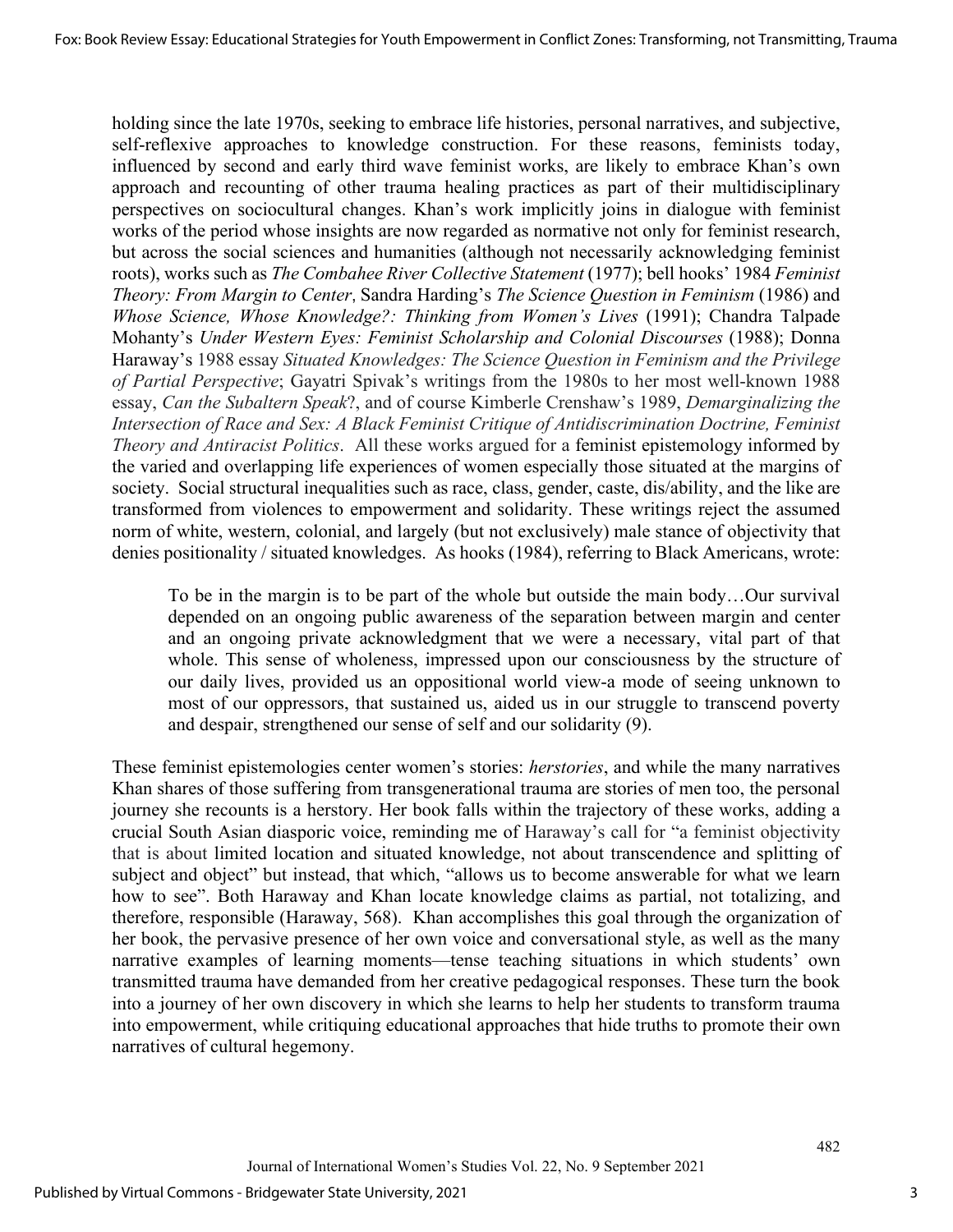holding since the late 1970s, seeking to embrace life histories, personal narratives, and subjective, self-reflexive approaches to knowledge construction. For these reasons, feminists today, influenced by second and early third wave feminist works, are likely to embrace Khan's own approach and recounting of other trauma healing practices as part of their multidisciplinary perspectives on sociocultural changes. Khan's work implicitly joins in dialogue with feminist works of the period whose insights are now regarded as normative not only for feminist research, but across the social sciences and humanities (although not necessarily acknowledging feminist roots), works such as *The Combahee River Collective Statement* (1977); bell hooks' 1984 *Feminist Theory: From Margin to Center*, Sandra Harding's *The Science Question in Feminism* (1986) and *Whose Science, Whose Knowledge?: Thinking from Women's Lives* (1991); Chandra Talpade Mohanty's *Under Western Eyes: Feminist Scholarship and Colonial Discourses* (1988); Donna Haraway's 1988 essay *Situated Knowledges: The Science Question in Feminism and the Privilege of Partial Perspective*; Gayatri Spivak's writings from the 1980s to her most well-known 1988 essay, *Can the Subaltern Speak*?, and of course Kimberle Crenshaw's 1989, *Demarginalizing the Intersection of Race and Sex: A Black Feminist Critique of Antidiscrimination Doctrine, Feminist Theory and Antiracist Politics*. All these works argued for a feminist epistemology informed by the varied and overlapping life experiences of women especially those situated at the margins of society. Social structural inequalities such as race, class, gender, caste, dis/ability, and the like are transformed from violences to empowerment and solidarity. These writings reject the assumed norm of white, western, colonial, and largely (but not exclusively) male stance of objectivity that denies positionality / situated knowledges. As hooks (1984), referring to Black Americans, wrote:

> To be in the margin is to be part of the whole but outside the main body…Our survival depended on an ongoing public awareness of the separation between margin and center and an ongoing private acknowledgment that we were a necessary, vital part of that whole. This sense of wholeness, impressed upon our consciousness by the structure of our daily lives, provided us an oppositional world view-a mode of seeing unknown to most of our oppressors, that sustained us, aided us in our struggle to transcend poverty and despair, strengthened our sense of self and our solidarity (9).

These feminist epistemologies center women's stories: *herstories*, and while the many narratives Khan shares of those suffering from transgenerational trauma are stories of men too, the personal journey she recounts is a herstory. Her book falls within the trajectory of these works, adding a crucial South Asian diasporic voice, reminding me of Haraway's call for "a feminist objectivity that is about limited location and situated knowledge, not about transcendence and splitting of subject and object" but instead, that which, "allows us to become answerable for what we learn how to see". Both Haraway and Khan locate knowledge claims as partial, not totalizing, and therefore, responsible (Haraway, 568). Khan accomplishes this goal through the organization of her book, the pervasive presence of her own voice and conversational style, as well as the many narrative examples of learning moments—tense teaching situations in which students' own transmitted trauma have demanded from her creative pedagogical responses. These turn the book into a journey of her own discovery in which she learns to help her students to transform trauma into empowerment, while critiquing educational approaches that hide truths to promote their own narratives of cultural hegemony.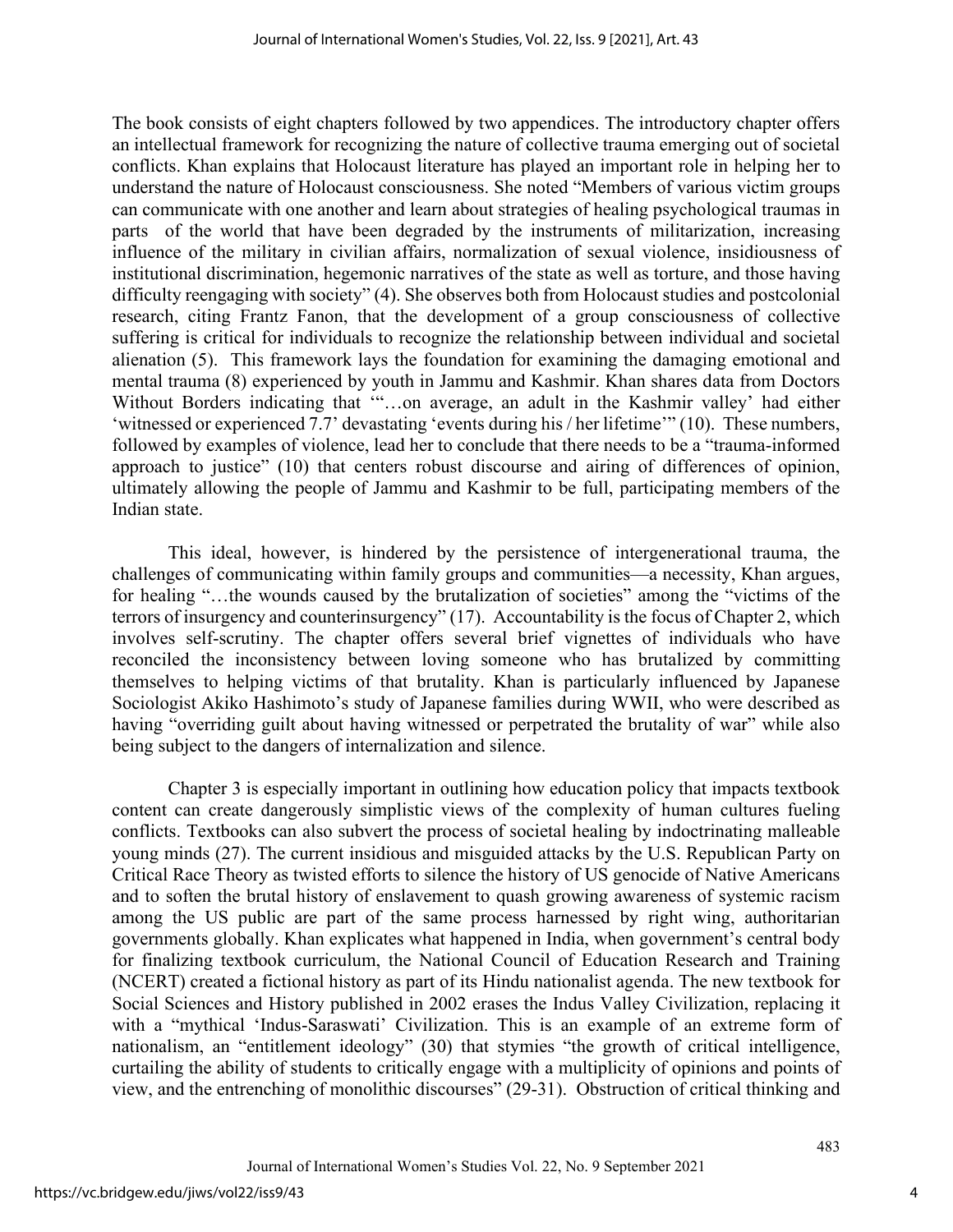The book consists of eight chapters followed by two appendices. The introductory chapter offers an intellectual framework for recognizing the nature of collective trauma emerging out of societal conflicts. Khan explains that Holocaust literature has played an important role in helping her to understand the nature of Holocaust consciousness. She noted "Members of various victim groups can communicate with one another and learn about strategies of healing psychological traumas in parts of the world that have been degraded by the instruments of militarization, increasing influence of the military in civilian affairs, normalization of sexual violence, insidiousness of institutional discrimination, hegemonic narratives of the state as well as torture, and those having difficulty reengaging with society" (4). She observes both from Holocaust studies and postcolonial research, citing Frantz Fanon, that the development of a group consciousness of collective suffering is critical for individuals to recognize the relationship between individual and societal alienation (5). This framework lays the foundation for examining the damaging emotional and mental trauma (8) experienced by youth in Jammu and Kashmir. Khan shares data from Doctors Without Borders indicating that '"…on average, an adult in the Kashmir valley' had either 'witnessed or experienced 7.7' devastating 'events during his / her lifetime'" (10). These numbers, followed by examples of violence, lead her to conclude that there needs to be a "trauma-informed approach to justice" (10) that centers robust discourse and airing of differences of opinion, ultimately allowing the people of Jammu and Kashmir to be full, participating members of the Indian state.

This ideal, however, is hindered by the persistence of intergenerational trauma, the challenges of communicating within family groups and communities—a necessity, Khan argues, for healing "…the wounds caused by the brutalization of societies" among the "victims of the terrors of insurgency and counterinsurgency" (17). Accountability is the focus of Chapter 2, which involves self-scrutiny. The chapter offers several brief vignettes of individuals who have reconciled the inconsistency between loving someone who has brutalized by committing themselves to helping victims of that brutality. Khan is particularly influenced by Japanese Sociologist Akiko Hashimoto's study of Japanese families during WWII, who were described as having "overriding guilt about having witnessed or perpetrated the brutality of war" while also being subject to the dangers of internalization and silence.

Chapter 3 is especially important in outlining how education policy that impacts textbook content can create dangerously simplistic views of the complexity of human cultures fueling conflicts. Textbooks can also subvert the process of societal healing by indoctrinating malleable young minds (27). The current insidious and misguided attacks by the U.S. Republican Party on Critical Race Theory as twisted efforts to silence the history of US genocide of Native Americans and to soften the brutal history of enslavement to quash growing awareness of systemic racism among the US public are part of the same process harnessed by right wing, authoritarian governments globally. Khan explicates what happened in India, when government's central body for finalizing textbook curriculum, the National Council of Education Research and Training (NCERT) created a fictional history as part of its Hindu nationalist agenda. The new textbook for Social Sciences and History published in 2002 erases the Indus Valley Civilization, replacing it with a "mythical 'Indus-Saraswati' Civilization. This is an example of an extreme form of nationalism, an "entitlement ideology" (30) that stymies "the growth of critical intelligence, curtailing the ability of students to critically engage with a multiplicity of opinions and points of view, and the entrenching of monolithic discourses" (29-31). Obstruction of critical thinking and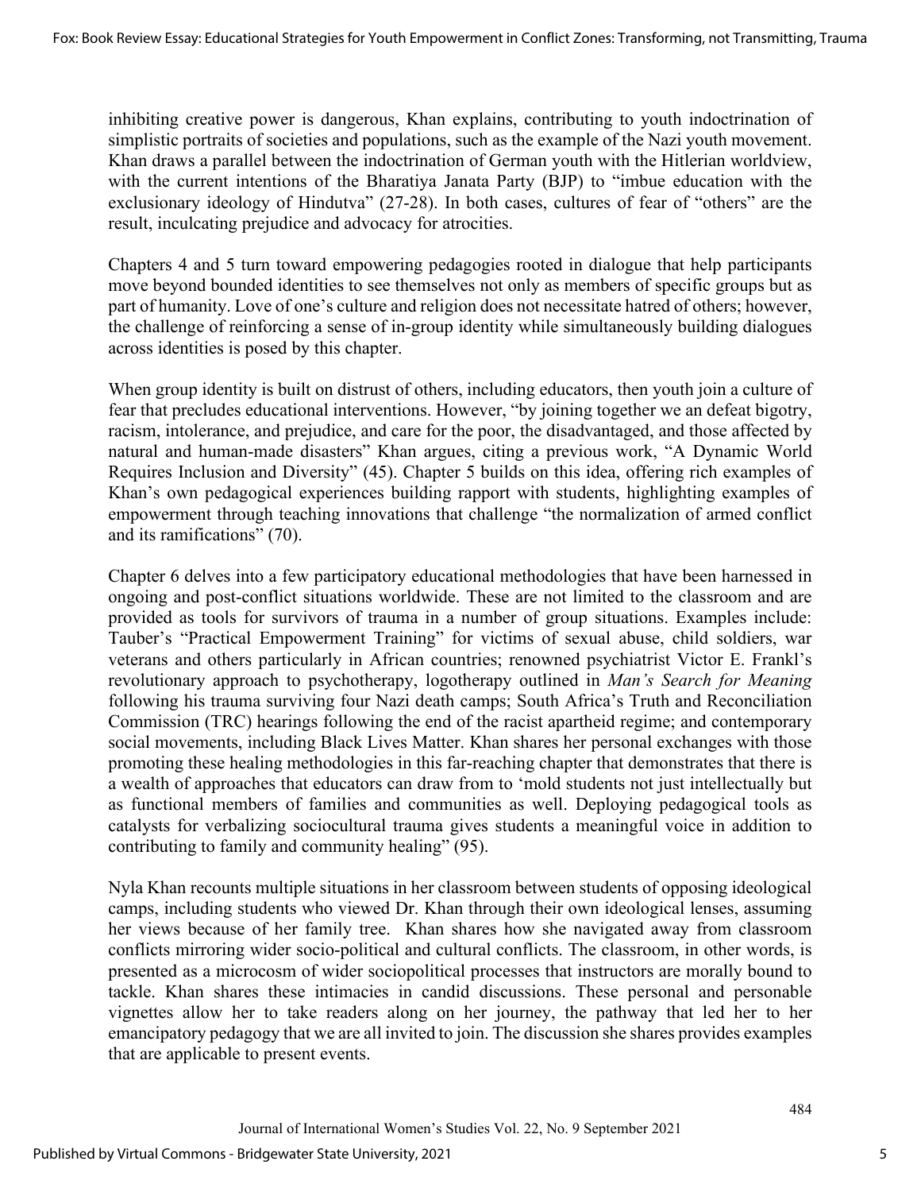inhibiting creative power is dangerous, Khan explains, contributing to youth indoctrination of simplistic portraits of societies and populations, such as the example of the Nazi youth movement. Khan draws a parallel between the indoctrination of German youth with the Hitlerian worldview, with the current intentions of the Bharatiya Janata Party (BJP) to "imbue education with the exclusionary ideology of Hindutva" (27-28). In both cases, cultures of fear of "others" are the result, inculcating prejudice and advocacy for atrocities.

Chapters 4 and 5 turn toward empowering pedagogies rooted in dialogue that help participants move beyond bounded identities to see themselves not only as members of specific groups but as part of humanity. Love of one's culture and religion does not necessitate hatred of others; however, the challenge of reinforcing a sense of in-group identity while simultaneously building dialogues across identities is posed by this chapter.

When group identity is built on distrust of others, including educators, then youth join a culture of fear that precludes educational interventions. However, "by joining together we an defeat bigotry, racism, intolerance, and prejudice, and care for the poor, the disadvantaged, and those affected by natural and human-made disasters" Khan argues, citing a previous work, "A Dynamic World Requires Inclusion and Diversity" (45). Chapter 5 builds on this idea, offering rich examples of Khan's own pedagogical experiences building rapport with students, highlighting examples of empowerment through teaching innovations that challenge "the normalization of armed conflict and its ramifications" (70).

Chapter 6 delves into a few participatory educational methodologies that have been harnessed in ongoing and post-conflict situations worldwide. These are not limited to the classroom and are provided as tools for survivors of trauma in a number of group situations. Examples include: Tauber's "Practical Empowerment Training" for victims of sexual abuse, child soldiers, war veterans and others particularly in African countries; renowned psychiatrist Victor E. Frankl's revolutionary approach to psychotherapy, logotherapy outlined in *Man's Search for Meaning* following his trauma surviving four Nazi death camps; South Africa's Truth and Reconciliation Commission (TRC) hearings following the end of the racist apartheid regime; and contemporary social movements, including Black Lives Matter. Khan shares her personal exchanges with those promoting these healing methodologies in this far-reaching chapter that demonstrates that there is a wealth of approaches that educators can draw from to 'mold students not just intellectually but as functional members of families and communities as well. Deploying pedagogical tools as catalysts for verbalizing sociocultural trauma gives students a meaningful voice in addition to contributing to family and community healing" (95).

Nyla Khan recounts multiple situations in her classroom between students of opposing ideological camps, including students who viewed Dr. Khan through their own ideological lenses, assuming her views because of her family tree. Khan shares how she navigated away from classroom conflicts mirroring wider socio-political and cultural conflicts. The classroom, in other words, is presented as a microcosm of wider sociopolitical processes that instructors are morally bound to tackle. Khan shares these intimacies in candid discussions. These personal and personable vignettes allow her to take readers along on her journey, the pathway that led her to her emancipatory pedagogy that we are all invited to join. The discussion she shares provides examples that are applicable to present events.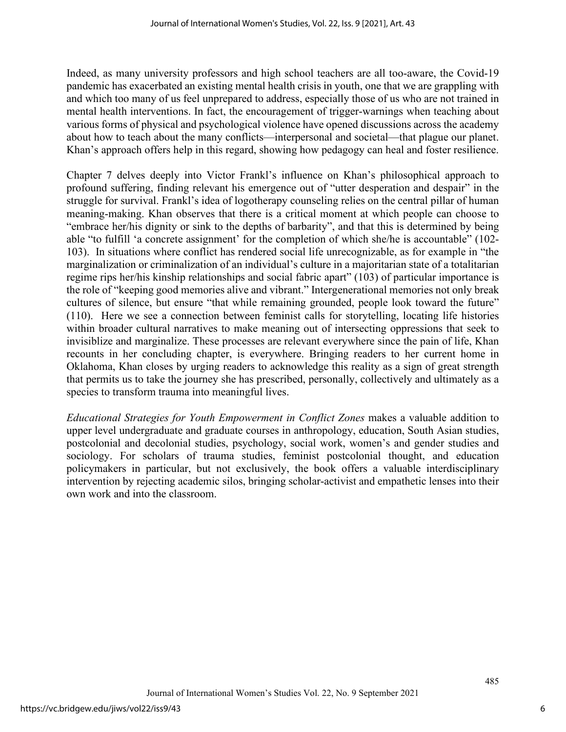Indeed, as many university professors and high school teachers are all too-aware, the Covid-19 pandemic has exacerbated an existing mental health crisis in youth, one that we are grappling with and which too many of us feel unprepared to address, especially those of us who are not trained in mental health interventions. In fact, the encouragement of trigger-warnings when teaching about various forms of physical and psychological violence have opened discussions across the academy about how to teach about the many conflicts—interpersonal and societal—that plague our planet. Khan's approach offers help in this regard, showing how pedagogy can heal and foster resilience.

Chapter 7 delves deeply into Victor Frankl's influence on Khan's philosophical approach to profound suffering, finding relevant his emergence out of "utter desperation and despair" in the struggle for survival. Frankl's idea of logotherapy counseling relies on the central pillar of human meaning-making. Khan observes that there is a critical moment at which people can choose to "embrace her/his dignity or sink to the depths of barbarity", and that this is determined by being able "to fulfill 'a concrete assignment' for the completion of which she/he is accountable" (102-103). In situations where conflict has rendered social life unrecognizable, as for example in "the marginalization or criminalization of an individual's culture in a majoritarian state of a totalitarian regime rips her/his kinship relationships and social fabric apart" (103) of particular importance is the role of "keeping good memories alive and vibrant." Intergenerational memories not only break cultures of silence, but ensure "that while remaining grounded, people look toward the future" (110). Here we see a connection between feminist calls for storytelling, locating life histories within broader cultural narratives to make meaning out of intersecting oppressions that seek to invisiblize and marginalize. These processes are relevant everywhere since the pain of life, Khan recounts in her concluding chapter, is everywhere. Bringing readers to her current home in Oklahoma, Khan closes by urging readers to acknowledge this reality as a sign of great strength that permits us to take the journey she has prescribed, personally, collectively and ultimately as a species to transform trauma into meaningful lives.

*Educational Strategies for Youth Empowerment in Conflict Zones* makes a valuable addition to upper level undergraduate and graduate courses in anthropology, education, South Asian studies, postcolonial and decolonial studies, psychology, social work, women's and gender studies and sociology. For scholars of trauma studies, feminist postcolonial thought, and education policymakers in particular, but not exclusively, the book offers a valuable interdisciplinary intervention by rejecting academic silos, bringing scholar-activist and empathetic lenses into their own work and into the classroom.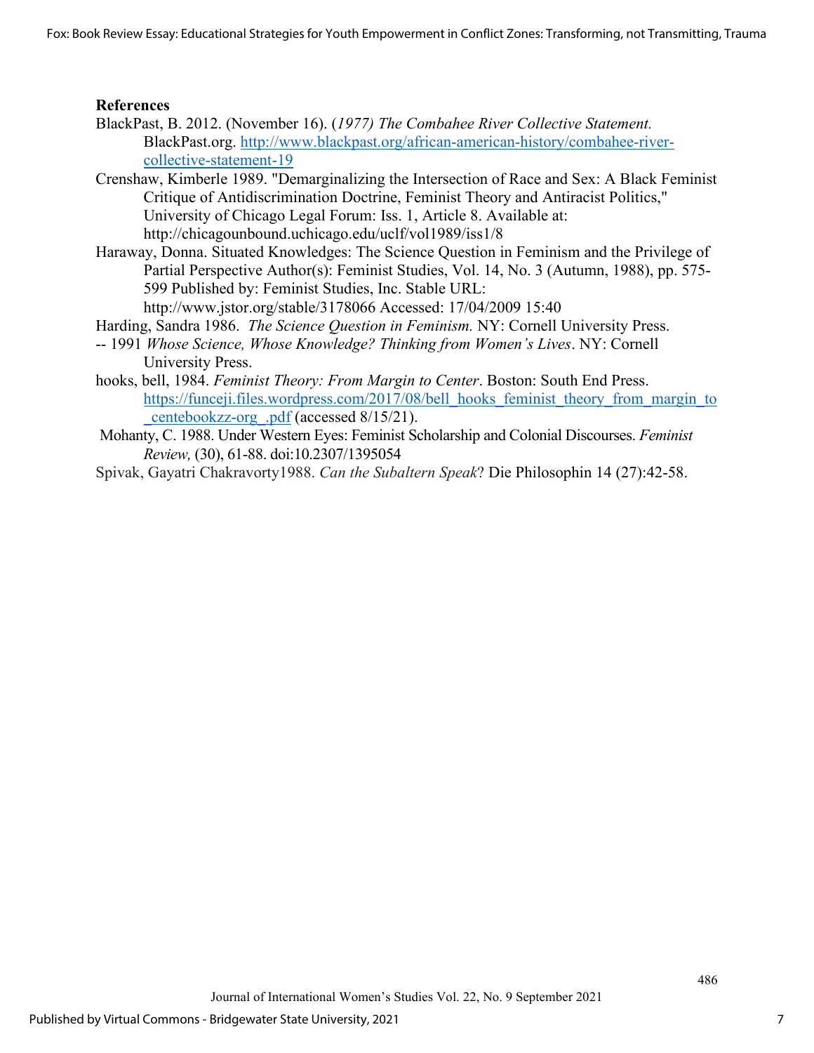**References**

BlackPast, B. 2012. (November 16). (*1977) The Combahee River Collective Statement.* BlackPast.org. http://www.blackpast.org/african-american-history/combahee-river-collective-statement-19

Crenshaw, Kimberle 1989. "Demarginalizing the Intersection of Race and Sex: A Black Feminist Critique of Antidiscrimination Doctrine, Feminist Theory and Antiracist Politics," University of Chicago Legal Forum: Iss. 1, Article 8. Available at: http://chicagounbound.uchicago.edu/uclf/vol1989/iss1/8

Haraway, Donna. Situated Knowledges: The Science Question in Feminism and the Privilege of Partial Perspective Author(s): Feminist Studies, Vol. 14, No. 3 (Autumn, 1988), pp. 575-599 Published by: Feminist Studies, Inc. Stable URL: http://www.jstor.org/stable/3178066 Accessed: 17/04/2009 15:40

Harding, Sandra 1986. *The Science Question in Feminism.* NY: Cornell University Press.

-- 1991 *Whose Science, Whose Knowledge? Thinking from Women's Lives*. NY: Cornell University Press.

hooks, bell, 1984. *Feminist Theory: From Margin to Center*. Boston: South End Press. https://funceji.files.wordpress.com/2017/08/bell_hooks_feminist_theory_from_margin_to_centebookzz-org_.pdf (accessed 8/15/21).

Mohanty, C. 1988. Under Western Eyes: Feminist Scholarship and Colonial Discourses. *Feminist Review,* (30), 61-88. doi:10.2307/1395054

Spivak, Gayatri Chakravorty1988. *Can the Subaltern Speak*? Die Philosophin 14 (27):42-58.